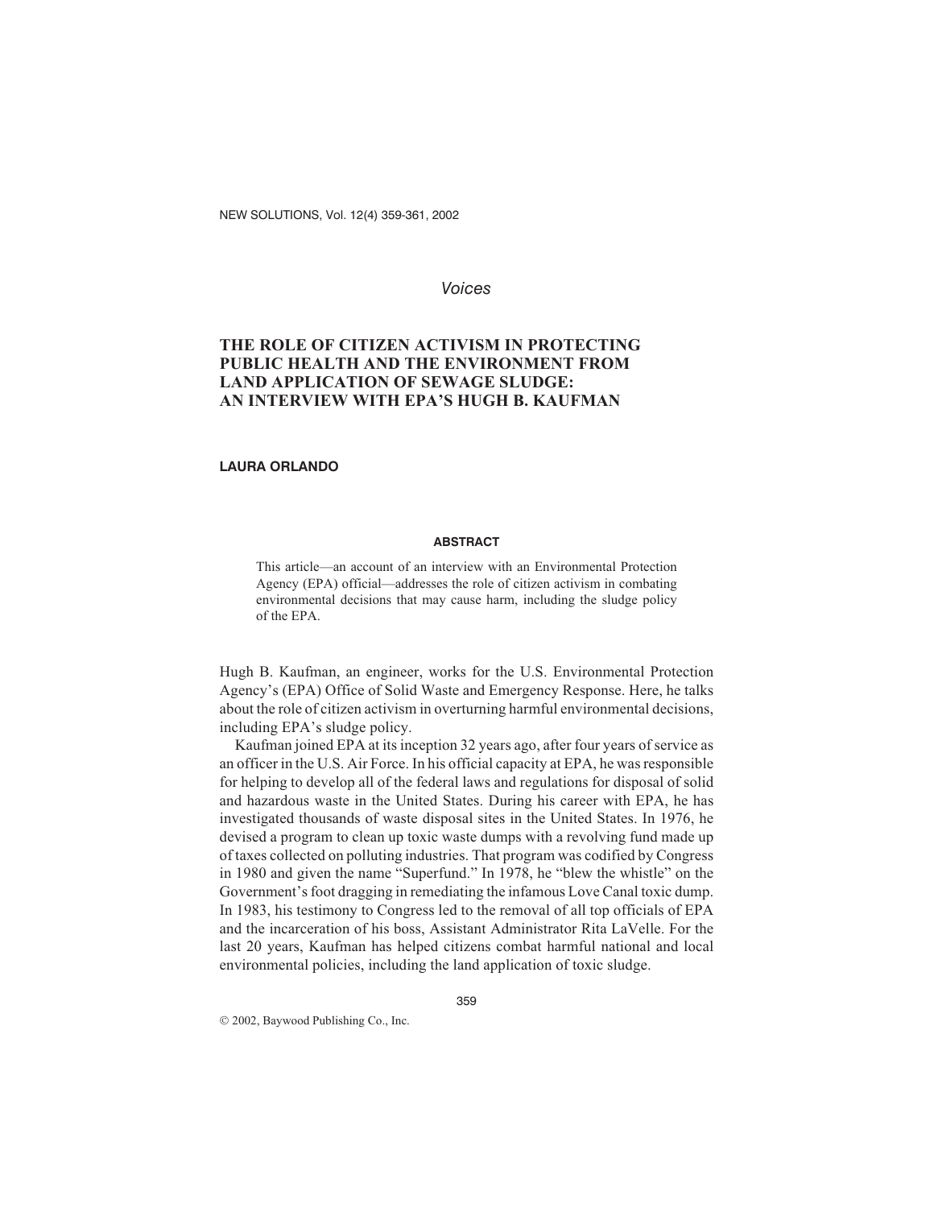*Voices*

# THE ROLE OF CITIZEN ACTIVISM IN PROTECTING PUBLIC HEALTH AND THE ENVIRONMENT FROM LAND APPLICATION OF SEWAGE SLUDGE: AN INTERVIEW WITH EPA'S HUGH B. KAUFMAN

**LAURA ORLANDO**

### ABSTRACT

This article—an account of an interview with an Environmental Protection Agency (EPA) official—addresses the role of citizen activism in combating environmental decisions that may cause harm, including the sludge policy of the EPA.

Hugh B. Kaufman, an engineer, works for the U.S. Environmental Protection Agency's (EPA) Office of Solid Waste and Emergency Response. Here, he talks about the role of citizen activism in overturning harmful environmental decisions, including EPA's sludge policy.

Kaufman joined EPA at its inception 32 years ago, after four years of service as an officer in the U.S. Air Force. In his official capacity at EPA, he was responsible for helping to develop all of the federal laws and regulations for disposal of solid and hazardous waste in the United States. During his career with EPA, he has investigated thousands of waste disposal sites in the United States. In 1976, he devised a program to clean up toxic waste dumps with a revolving fund made up of taxes collected on polluting industries. That program was codified by Congress in 1980 and given the name "Superfund." In 1978, he "blew the whistle" on the Government's foot dragging in remediating the infamous Love Canal toxic dump. In 1983, his testimony to Congress led to the removal of all top officials of EPA and the incarceration of his boss, Assistant Administrator Rita LaVelle. For the last 20 years, Kaufman has helped citizens combat harmful national and local environmental policies, including the land application of toxic sludge.

© 2002, Baywood Publishing Co., Inc.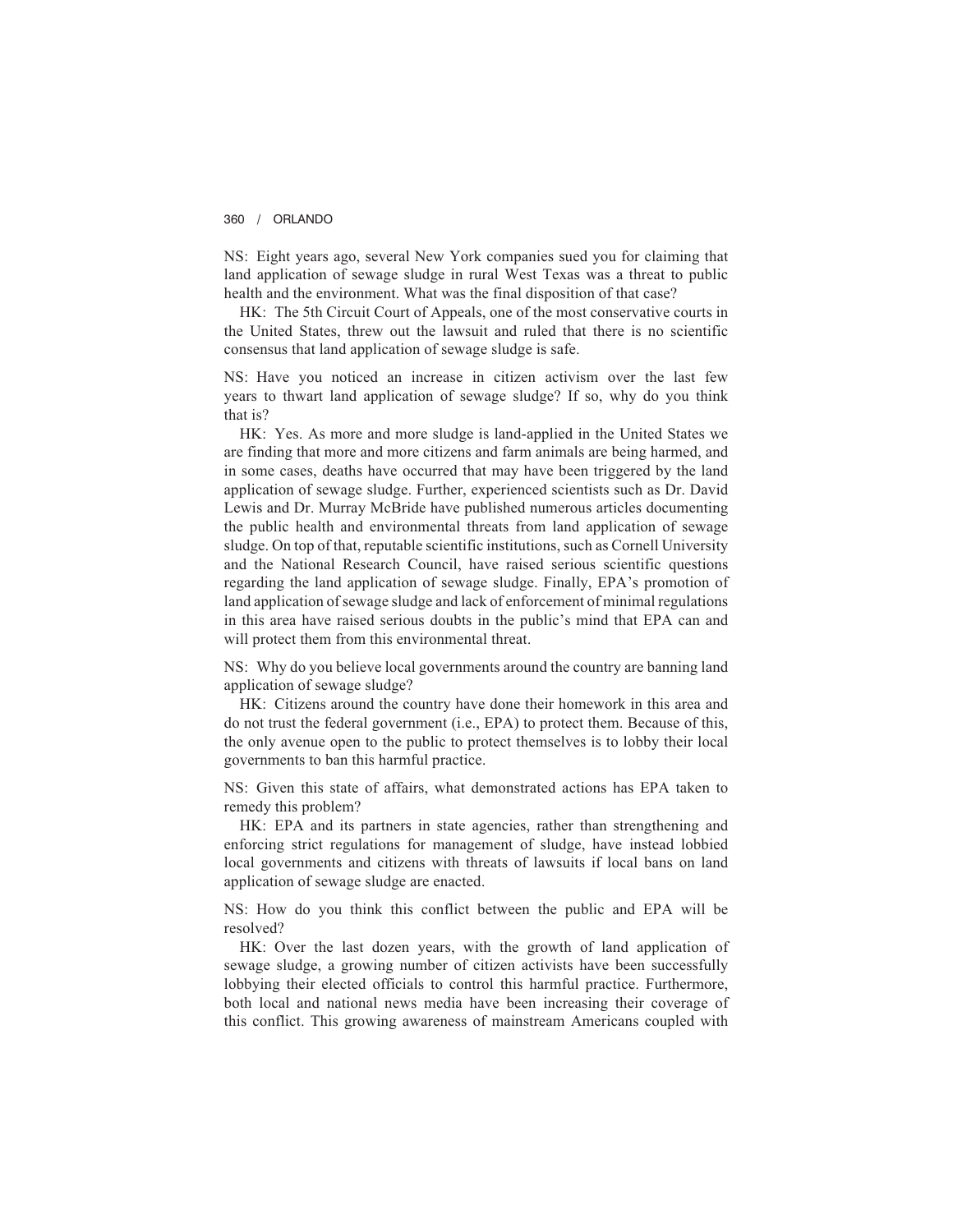NS: Eight years ago, several New York companies sued you for claiming that land application of sewage sludge in rural West Texas was a threat to public health and the environment. What was the final disposition of that case?

HK: The 5th Circuit Court of Appeals, one of the most conservative courts in the United States, threw out the lawsuit and ruled that there is no scientific consensus that land application of sewage sludge is safe.

NS: Have you noticed an increase in citizen activism over the last few years to thwart land application of sewage sludge? If so, why do you think that is?

HK: Yes. As more and more sludge is land-applied in the United States we are finding that more and more citizens and farm animals are being harmed, and in some cases, deaths have occurred that may have been triggered by the land application of sewage sludge. Further, experienced scientists such as Dr. David Lewis and Dr. Murray McBride have published numerous articles documenting the public health and environmental threats from land application of sewage sludge. On top of that, reputable scientific institutions, such as Cornell University and the National Research Council, have raised serious scientific questions regarding the land application of sewage sludge. Finally, EPA's promotion of land application of sewage sludge and lack of enforcement of minimal regulations in this area have raised serious doubts in the public's mind that EPA can and will protect them from this environmental threat.

NS: Why do you believe local governments around the country are banning land application of sewage sludge?

HK: Citizens around the country have done their homework in this area and do not trust the federal government (i.e., EPA) to protect them. Because of this, the only avenue open to the public to protect themselves is to lobby their local governments to ban this harmful practice.

NS: Given this state of affairs, what demonstrated actions has EPA taken to remedy this problem?

HK: EPA and its partners in state agencies, rather than strengthening and enforcing strict regulations for management of sludge, have instead lobbied local governments and citizens with threats of lawsuits if local bans on land application of sewage sludge are enacted.

NS: How do you think this conflict between the public and EPA will be resolved?

HK: Over the last dozen years, with the growth of land application of sewage sludge, a growing number of citizen activists have been successfully lobbying their elected officials to control this harmful practice. Furthermore, both local and national news media have been increasing their coverage of this conflict. This growing awareness of mainstream Americans coupled with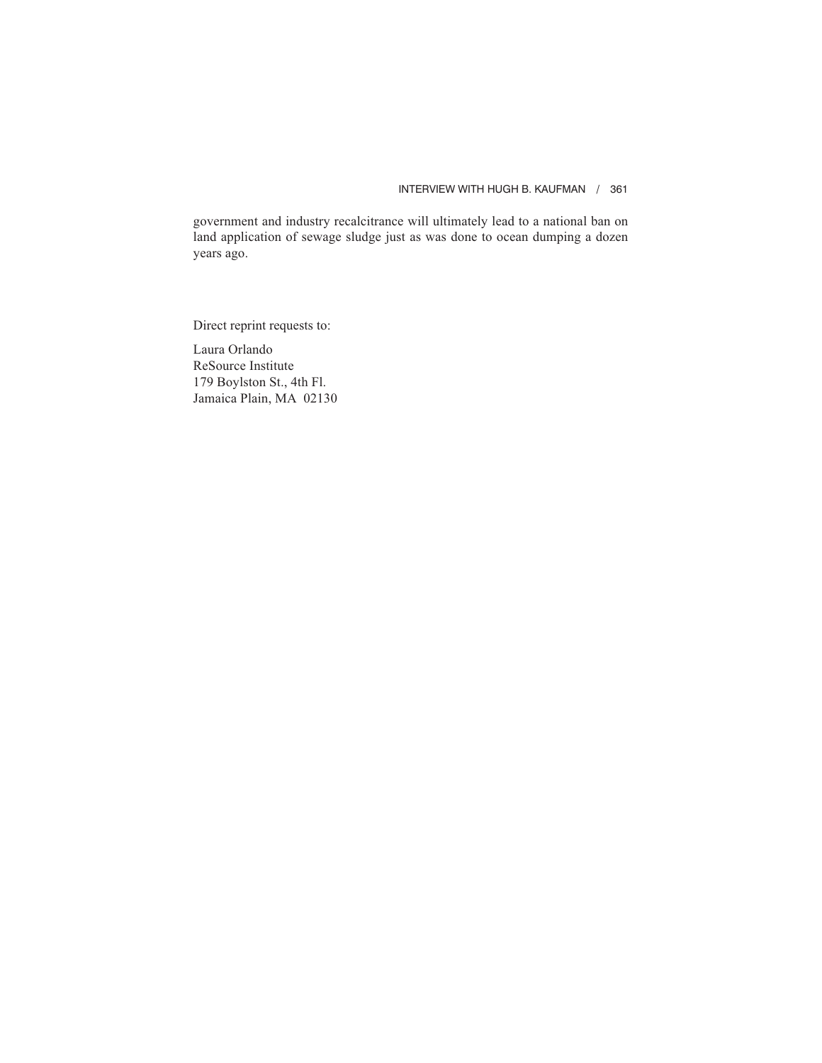government and industry recalcitrance will ultimately lead to a national ban on land application of sewage sludge just as was done to ocean dumping a dozen years ago.

Direct reprint requests to:

Laura Orlando
ReSource Institute
179 Boylston St., 4th Fl.
Jamaica Plain, MA 02130